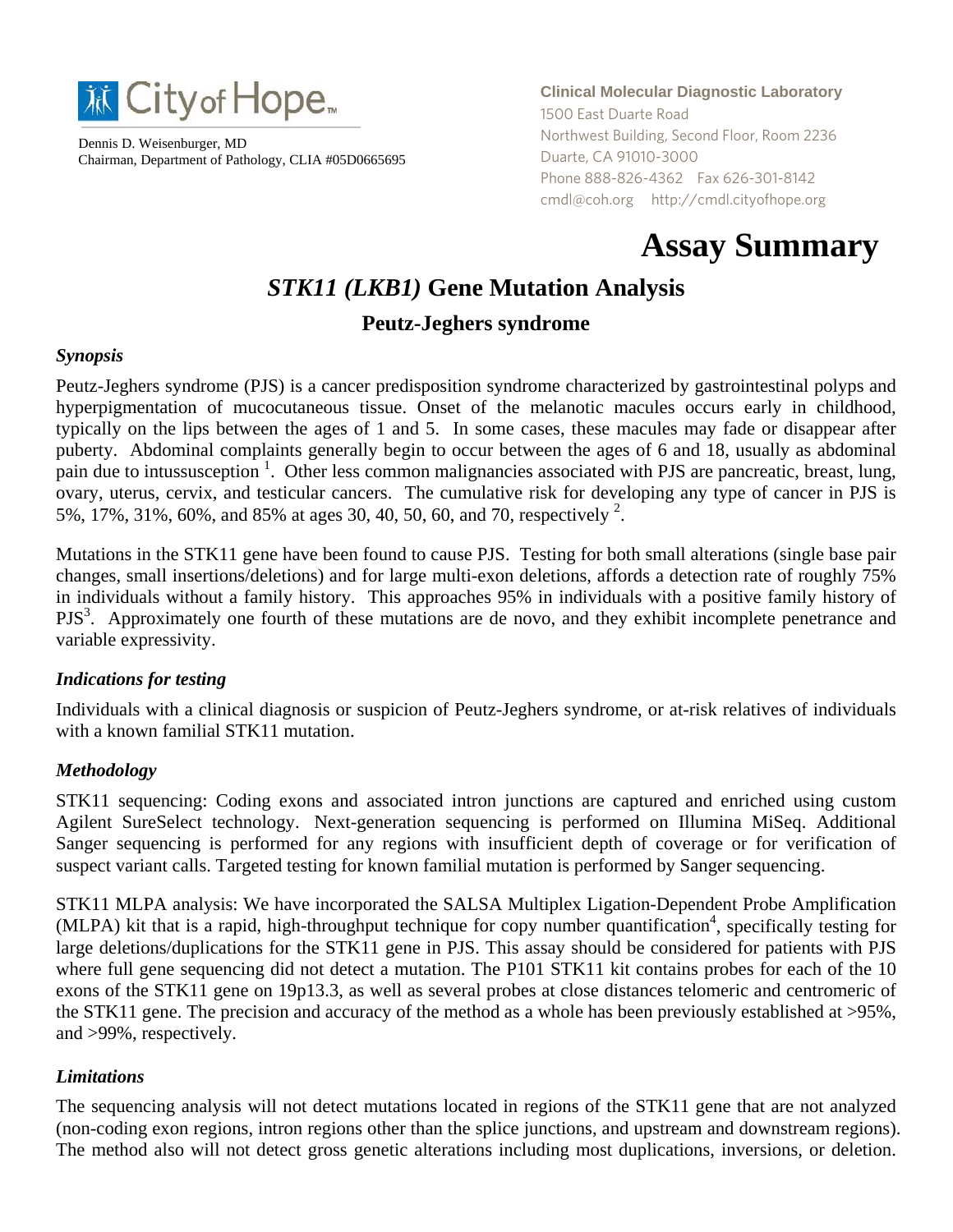City of Hope

Dennis D. Weisenburger, MD
Chairman, Department of Pathology, CLIA #05D0665695

**Clinical Molecular Diagnostic Laboratory**
1500 East Duarte Road
Northwest Building, Second Floor, Room 2236
Duarte, CA 91010-3000
Phone 888-826-4362 Fax 626-301-8142
cmdl@coh.org http://cmdl.cityofhope.org

# Assay Summary

## *STK11 (LKB1)* Gene Mutation Analysis

### Peutz-Jeghers syndrome

#### *Synopsis*

Peutz-Jeghers syndrome (PJS) is a cancer predisposition syndrome characterized by gastrointestinal polyps and hyperpigmentation of mucocutaneous tissue. Onset of the melanotic macules occurs early in childhood, typically on the lips between the ages of 1 and 5. In some cases, these macules may fade or disappear after puberty. Abdominal complaints generally begin to occur between the ages of 6 and 18, usually as abdominal pain due to intussusception [1]. Other less common malignancies associated with PJS are pancreatic, breast, lung, ovary, uterus, cervix, and testicular cancers. The cumulative risk for developing any type of cancer in PJS is 5%, 17%, 31%, 60%, and 85% at ages 30, 40, 50, 60, and 70, respectively [2].

Mutations in the STK11 gene have been found to cause PJS. Testing for both small alterations (single base pair changes, small insertions/deletions) and for large multi-exon deletions, affords a detection rate of roughly 75% in individuals without a family history. This approaches 95% in individuals with a positive family history of PJS[3]. Approximately one fourth of these mutations are de novo, and they exhibit incomplete penetrance and variable expressivity.

#### *Indications for testing*

Individuals with a clinical diagnosis or suspicion of Peutz-Jeghers syndrome, or at-risk relatives of individuals with a known familial STK11 mutation.

#### *Methodology*

STK11 sequencing: Coding exons and associated intron junctions are captured and enriched using custom Agilent SureSelect technology. Next-generation sequencing is performed on Illumina MiSeq. Additional Sanger sequencing is performed for any regions with insufficient depth of coverage or for verification of suspect variant calls. Targeted testing for known familial mutation is performed by Sanger sequencing.

STK11 MLPA analysis: We have incorporated the SALSA Multiplex Ligation-Dependent Probe Amplification (MLPA) kit that is a rapid, high-throughput technique for copy number quantification[4], specifically testing for large deletions/duplications for the STK11 gene in PJS. This assay should be considered for patients with PJS where full gene sequencing did not detect a mutation. The P101 STK11 kit contains probes for each of the 10 exons of the STK11 gene on 19p13.3, as well as several probes at close distances telomeric and centromeric of the STK11 gene. The precision and accuracy of the method as a whole has been previously established at >95%, and >99%, respectively.

#### *Limitations*

The sequencing analysis will not detect mutations located in regions of the STK11 gene that are not analyzed (non-coding exon regions, intron regions other than the splice junctions, and upstream and downstream regions). The method also will not detect gross genetic alterations including most duplications, inversions, or deletion.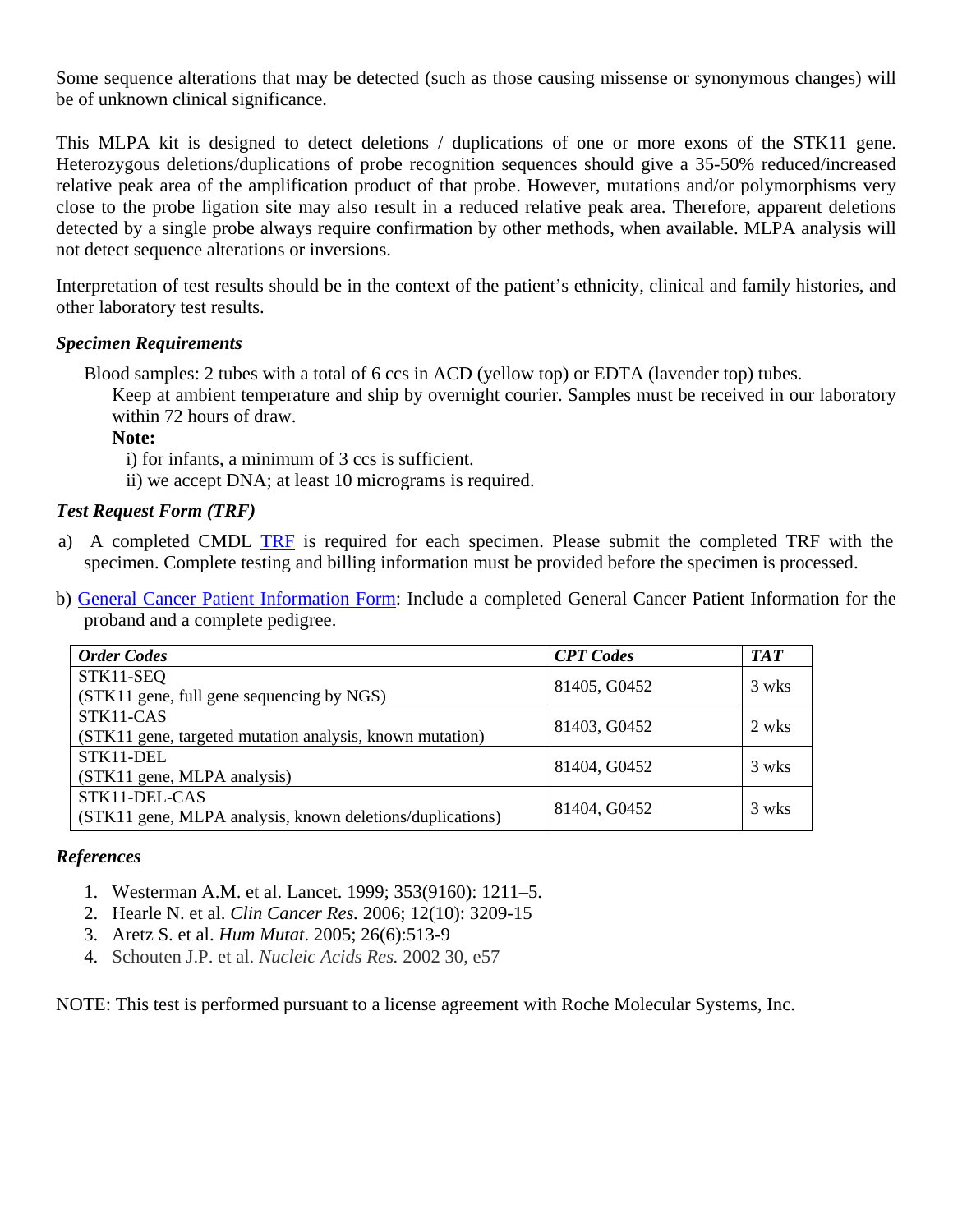Some sequence alterations that may be detected (such as those causing missense or synonymous changes) will be of unknown clinical significance.

This MLPA kit is designed to detect deletions / duplications of one or more exons of the STK11 gene. Heterozygous deletions/duplications of probe recognition sequences should give a 35-50% reduced/increased relative peak area of the amplification product of that probe. However, mutations and/or polymorphisms very close to the probe ligation site may also result in a reduced relative peak area. Therefore, apparent deletions detected by a single probe always require confirmation by other methods, when available. MLPA analysis will not detect sequence alterations or inversions.

Interpretation of test results should be in the context of the patient's ethnicity, clinical and family histories, and other laboratory test results.

### *Specimen Requirements*

Blood samples: 2 tubes with a total of 6 ccs in ACD (yellow top) or EDTA (lavender top) tubes.

Keep at ambient temperature and ship by overnight courier. Samples must be received in our laboratory within 72 hours of draw.

**Note:**

i) for infants, a minimum of 3 ccs is sufficient.

ii) we accept DNA; at least 10 micrograms is required.

### *Test Request Form (TRF)*

a) A completed CMDL TRF is required for each specimen. Please submit the completed TRF with the specimen. Complete testing and billing information must be provided before the specimen is processed.

b) General Cancer Patient Information Form: Include a completed General Cancer Patient Information for the proband and a complete pedigree.

| *Order Codes* | *CPT Codes* | *TAT* |
|---|---|---|
| STK11-SEQ (STK11 gene, full gene sequencing by NGS) | 81405, G0452 | 3 wks |
| STK11-CAS (STK11 gene, targeted mutation analysis, known mutation) | 81403, G0452 | 2 wks |
| STK11-DEL (STK11 gene, MLPA analysis) | 81404, G0452 | 3 wks |
| STK11-DEL-CAS (STK11 gene, MLPA analysis, known deletions/duplications) | 81404, G0452 | 3 wks |

### *References*

1. Westerman A.M. et al. Lancet. 1999; 353(9160): 1211–5.
2. Hearle N. et al. *Clin Cancer Res.* 2006; 12(10): 3209-15
3. Aretz S. et al. *Hum Mutat*. 2005; 26(6):513-9
4. Schouten J.P. et al. *Nucleic Acids Res.* 2002 30, e57

NOTE: This test is performed pursuant to a license agreement with Roche Molecular Systems, Inc.